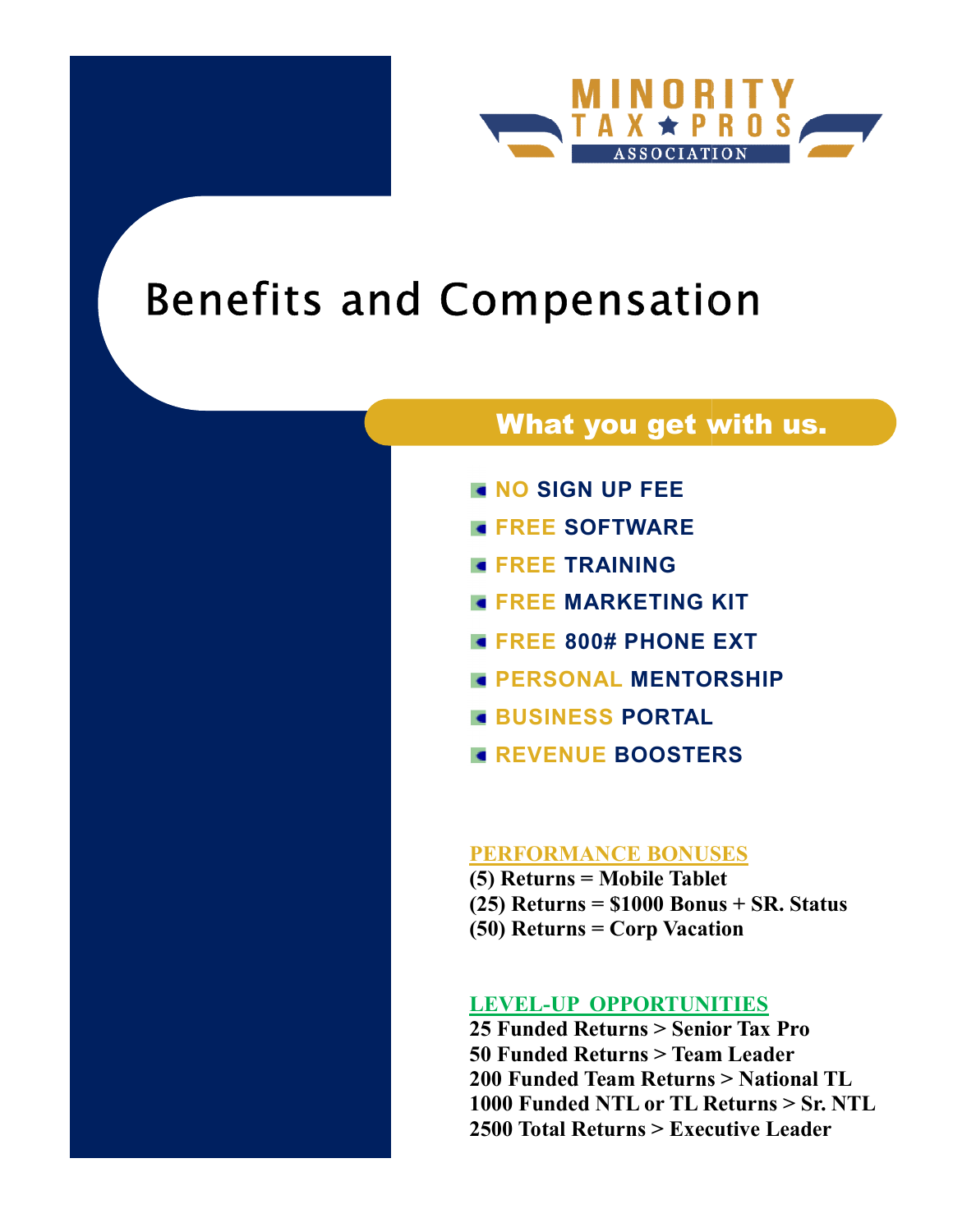MINORITY TAX ★ PROS ASSOCIATION

# Benefits and Compensation

## What you get with us.

- NO SIGN UP FEE
- FREE SOFTWARE
- FREE TRAINING
- FREE MARKETING KIT
- FREE 800# PHONE EXT
- PERSONAL MENTORSHIP
- BUSINESS PORTAL
- REVENUE BOOSTERS

**PERFORMANCE BONUSES**

**(5) Returns = Mobile Tablet**
**(25) Returns = $1000 Bonus + SR. Status**
**(50) Returns = Corp Vacation**

**LEVEL-UP OPPORTUNITIES**

**25 Funded Returns > Senior Tax Pro**
**50 Funded Returns > Team Leader**
**200 Funded Team Returns > National TL**
**1000 Funded NTL or TL Returns > Sr. NTL**
**2500 Total Returns > Executive Leader**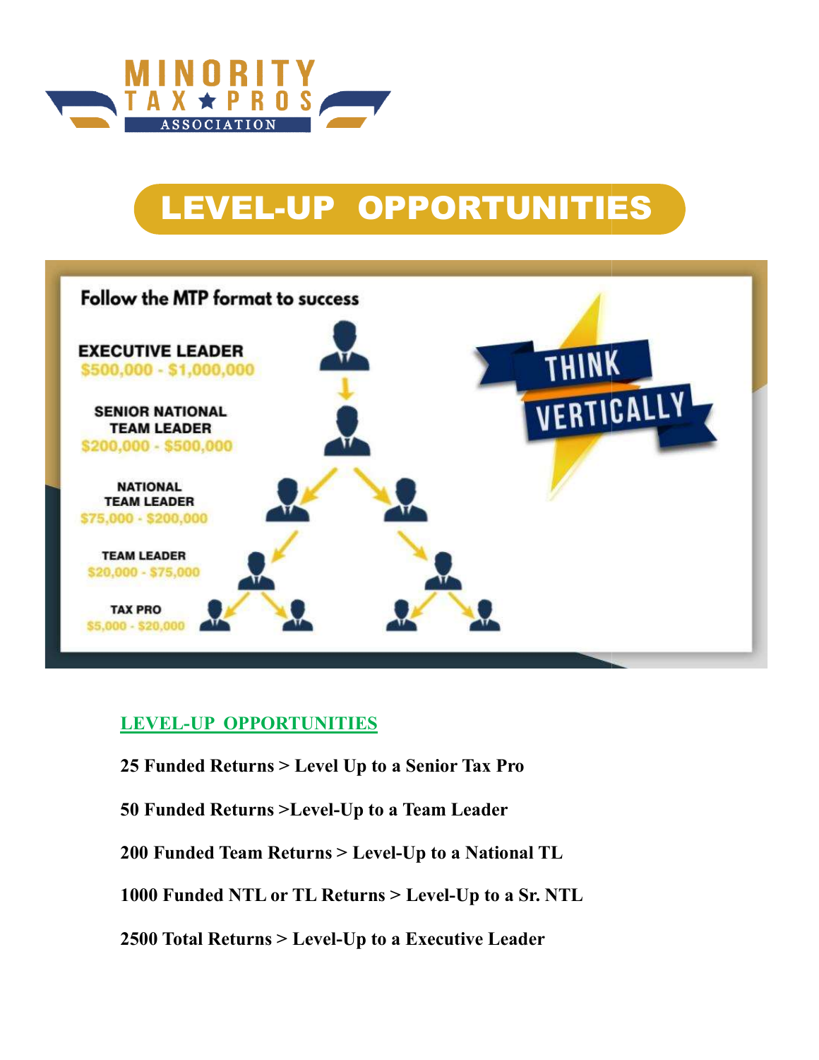# LEVEL-UP OPPORTUNITIES

Follow the MTP format to success

**EXECUTIVE LEADER**
$500,000 - $1,000,000

**SENIOR NATIONAL TEAM LEADER**
$200,000 - $500,000

**NATIONAL TEAM LEADER**
$75,000 - $200,000

**TEAM LEADER**
$20,000 - $75,000

**TAX PRO**
$5,000 - $20,000

THINK VERTICALLY

## LEVEL-UP OPPORTUNITIES

**25 Funded Returns > Level Up to a Senior Tax Pro**

**50 Funded Returns >Level-Up to a Team Leader**

**200 Funded Team Returns > Level-Up to a National TL**

**1000 Funded NTL or TL Returns > Level-Up to a Sr. NTL**

**2500 Total Returns > Level-Up to a Executive Leader**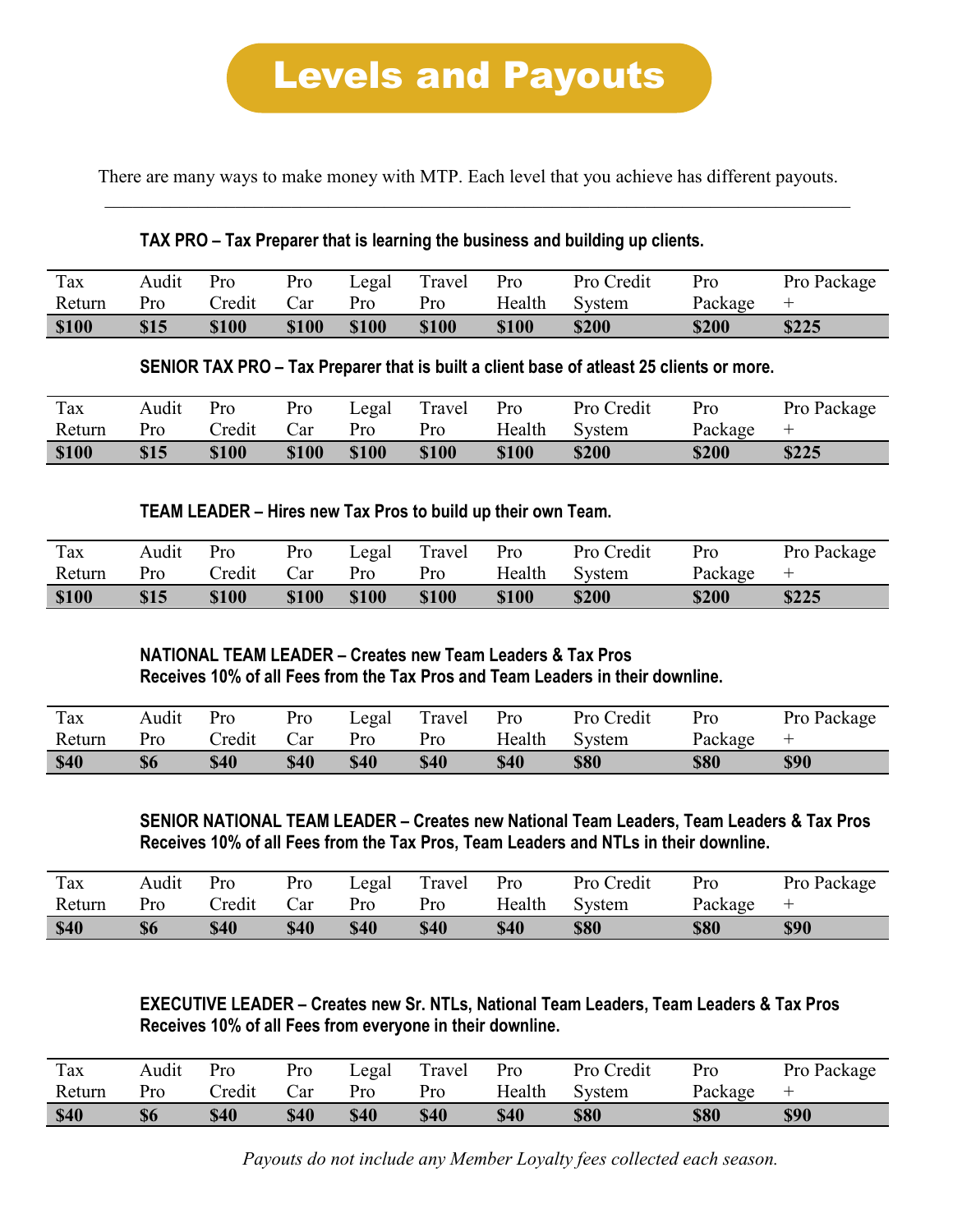# Levels and Payouts

There are many ways to make money with MTP. Each level that you achieve has different payouts.

---

**TAX PRO – Tax Preparer that is learning the business and building up clients.**

| Tax Return | Audit Pro | Pro Credit | Pro Car | Legal Pro | Travel Pro | Pro Health | Pro Credit System | Pro Package | Pro Package + |
|---|---|---|---|---|---|---|---|---|---|
| **$100** | **$15** | **$100** | **$100** | **$100** | **$100** | **$100** | **$200** | **$200** | **$225** |

**SENIOR TAX PRO – Tax Preparer that is built a client base of atleast 25 clients or more.**

| Tax Return | Audit Pro | Pro Credit | Pro Car | Legal Pro | Travel Pro | Pro Health | Pro Credit System | Pro Package | Pro Package + |
|---|---|---|---|---|---|---|---|---|---|
| **$100** | **$15** | **$100** | **$100** | **$100** | **$100** | **$100** | **$200** | **$200** | **$225** |

**TEAM LEADER – Hires new Tax Pros to build up their own Team.**

| Tax Return | Audit Pro | Pro Credit | Pro Car | Legal Pro | Travel Pro | Pro Health | Pro Credit System | Pro Package | Pro Package + |
|---|---|---|---|---|---|---|---|---|---|
| **$100** | **$15** | **$100** | **$100** | **$100** | **$100** | **$100** | **$200** | **$200** | **$225** |

**NATIONAL TEAM LEADER – Creates new Team Leaders & Tax Pros**
**Receives 10% of all Fees from the Tax Pros and Team Leaders in their downline.**

| Tax Return | Audit Pro | Pro Credit | Pro Car | Legal Pro | Travel Pro | Pro Health | Pro Credit System | Pro Package | Pro Package + |
|---|---|---|---|---|---|---|---|---|---|
| **$40** | **$6** | **$40** | **$40** | **$40** | **$40** | **$40** | **$80** | **$80** | **$90** |

**SENIOR NATIONAL TEAM LEADER – Creates new National Team Leaders, Team Leaders & Tax Pros**
**Receives 10% of all Fees from the Tax Pros, Team Leaders and NTLs in their downline.**

| Tax Return | Audit Pro | Pro Credit | Pro Car | Legal Pro | Travel Pro | Pro Health | Pro Credit System | Pro Package | Pro Package + |
|---|---|---|---|---|---|---|---|---|---|
| **$40** | **$6** | **$40** | **$40** | **$40** | **$40** | **$40** | **$80** | **$80** | **$90** |

**EXECUTIVE LEADER – Creates new Sr. NTLs, National Team Leaders, Team Leaders & Tax Pros**
**Receives 10% of all Fees from everyone in their downline.**

| Tax Return | Audit Pro | Pro Credit | Pro Car | Legal Pro | Travel Pro | Pro Health | Pro Credit System | Pro Package | Pro Package + |
|---|---|---|---|---|---|---|---|---|---|
| **$40** | **$6** | **$40** | **$40** | **$40** | **$40** | **$40** | **$80** | **$80** | **$90** |

*Payouts do not include any Member Loyalty fees collected each season.*